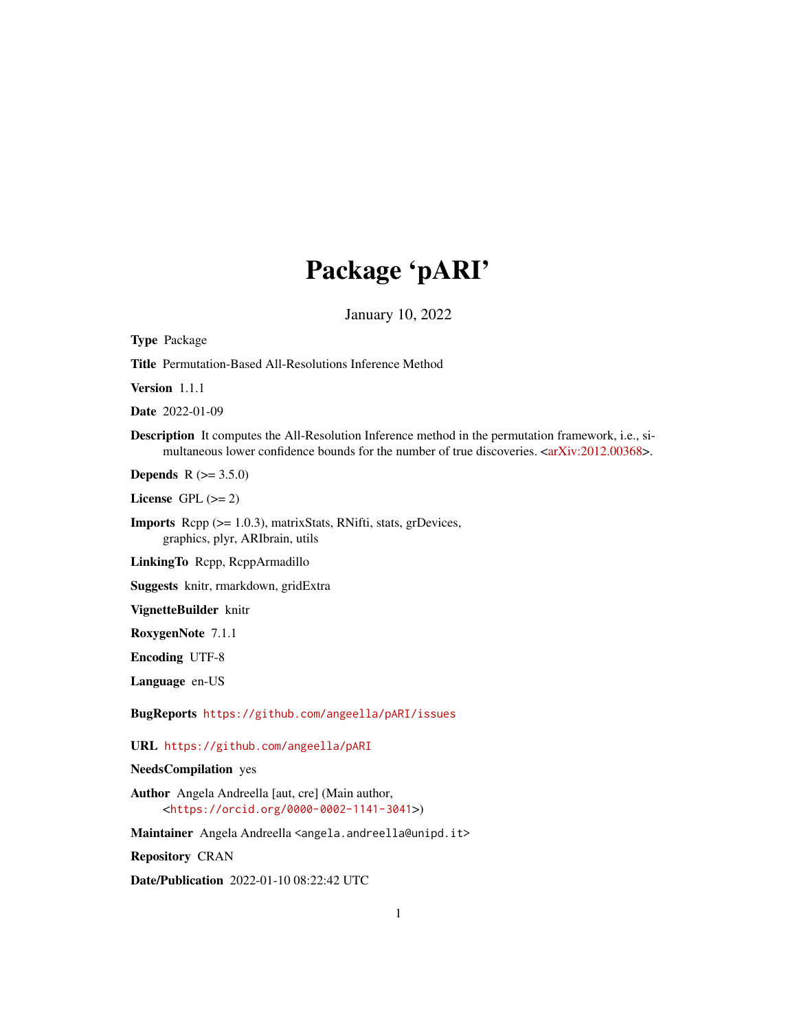# Package 'pARI'

January 10, 2022

**Type** Package

**Title** Permutation-Based All-Resolutions Inference Method

**Version** 1.1.1

**Date** 2022-01-09

**Description** It computes the All-Resolution Inference method in the permutation framework, i.e., simultaneous lower confidence bounds for the number of true discoveries. <arXiv:2012.00368>.

**Depends** R (>= 3.5.0)

**License** GPL (>= 2)

**Imports** Rcpp (>= 1.0.3), matrixStats, RNifti, stats, grDevices, graphics, plyr, ARIbrain, utils

**LinkingTo** Rcpp, RcppArmadillo

**Suggests** knitr, rmarkdown, gridExtra

**VignetteBuilder** knitr

**RoxygenNote** 7.1.1

**Encoding** UTF-8

**Language** en-US

**BugReports** https://github.com/angeella/pARI/issues

**URL** https://github.com/angeella/pARI

**NeedsCompilation** yes

**Author** Angela Andreella [aut, cre] (Main author, <https://orcid.org/0000-0002-1141-3041>)

**Maintainer** Angela Andreella <angela.andreella@unipd.it>

**Repository** CRAN

**Date/Publication** 2022-01-10 08:22:42 UTC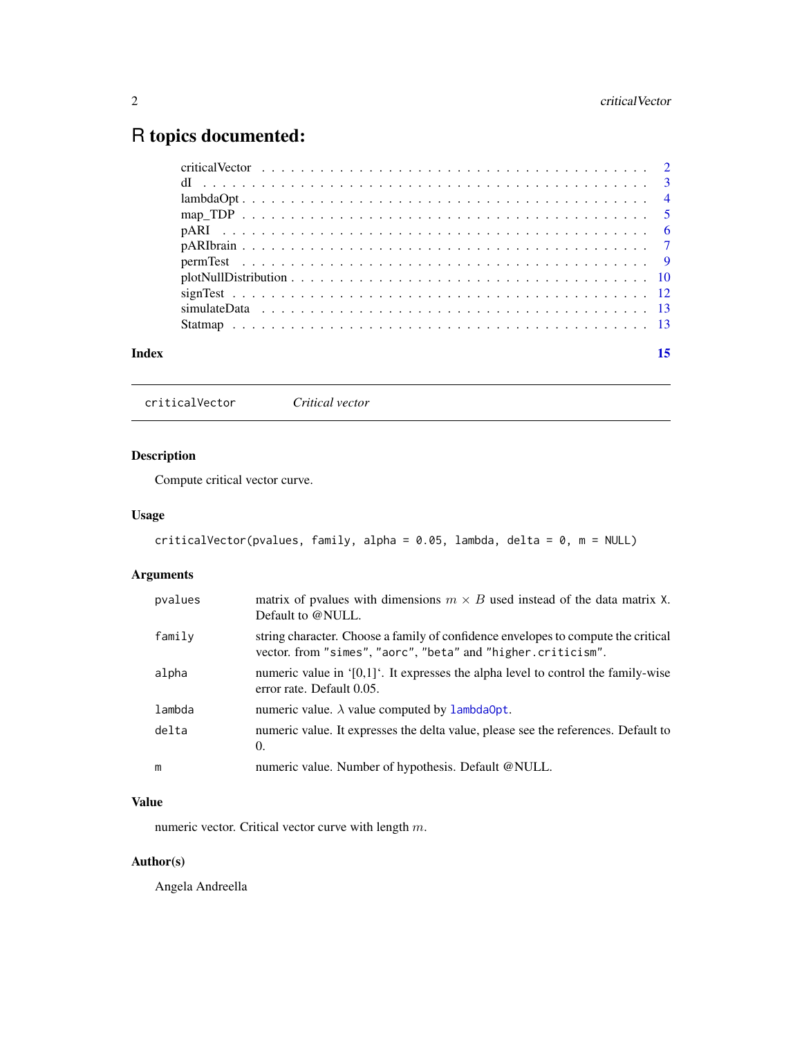# R topics documented:

| | |
|---|---|
| criticalVector | 2 |
| dI | 3 |
| lambdaOpt | 4 |
| map_TDP | 5 |
| pARI | 6 |
| pARIbrain | 7 |
| permTest | 9 |
| plotNullDistribution | 10 |
| signTest | 12 |
| simulateData | 13 |
| Statmap | 13 |

**Index** 15

---

`criticalVector` *Critical vector*

---

## Description

Compute critical vector curve.

## Usage

```
criticalVector(pvalues, family, alpha = 0.05, lambda, delta = 0, m = NULL)
```

## Arguments

| | |
|---|---|
| `pvalues` | matrix of pvalues with dimensions $m \times B$ used instead of the data matrix `X`. Default to @NULL. |
| `family` | string character. Choose a family of confidence envelopes to compute the critical vector. from `"simes"`, `"aorc"`, `"beta"` and `"higher.criticism"`. |
| `alpha` | numeric value in '[0,1]'. It expresses the alpha level to control the family-wise error rate. Default 0.05. |
| `lambda` | numeric value. $\lambda$ value computed by `lambdaOpt`. |
| `delta` | numeric value. It expresses the delta value, please see the references. Default to 0. |
| `m` | numeric value. Number of hypothesis. Default @NULL. |

## Value

numeric vector. Critical vector curve with length $m$.

## Author(s)

Angela Andreella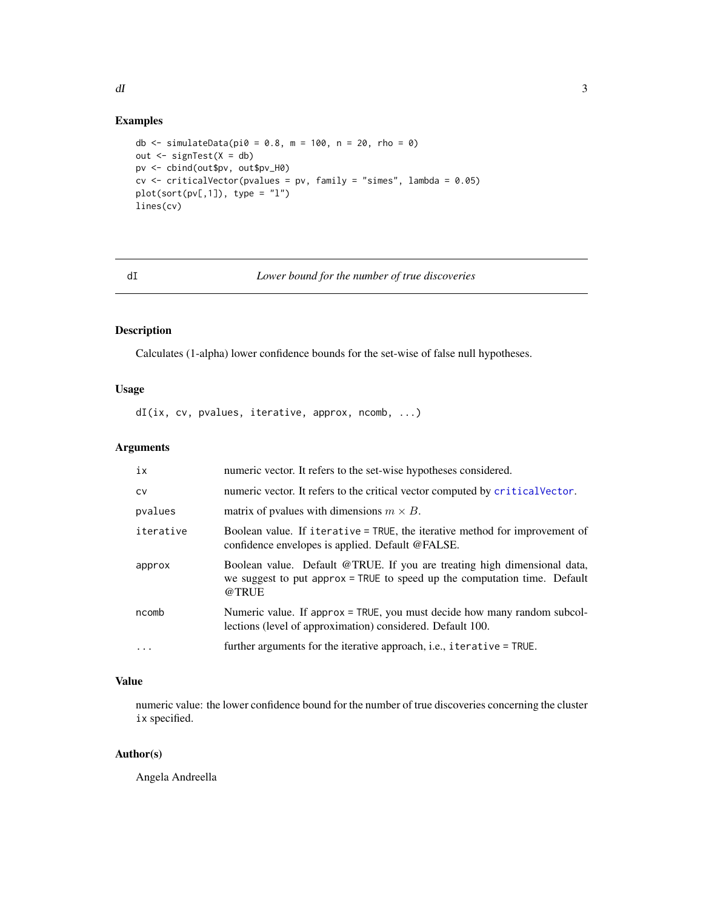## Examples

```
db <- simulateData(pi0 = 0.8, m = 100, n = 20, rho = 0)
out <- signTest(X = db)
pv <- cbind(out$pv, out$pv_H0)
cv <- criticalVector(pvalues = pv, family = "simes", lambda = 0.05)
plot(sort(pv[,1]), type = "l")
lines(cv)
```

---

# dI — *Lower bound for the number of true discoveries*

---

## Description

Calculates (1-alpha) lower confidence bounds for the set-wise of false null hypotheses.

## Usage

```
dI(ix, cv, pvalues, iterative, approx, ncomb, ...)
```

## Arguments

| Argument | Description |
|---|---|
| `ix` | numeric vector. It refers to the set-wise hypotheses considered. |
| `cv` | numeric vector. It refers to the critical vector computed by `criticalVector`. |
| `pvalues` | matrix of pvalues with dimensions $m \times B$. |
| `iterative` | Boolean value. If `iterative = TRUE`, the iterative method for improvement of confidence envelopes is applied. Default @FALSE. |
| `approx` | Boolean value. Default @TRUE. If you are treating high dimensional data, we suggest to put `approx = TRUE` to speed up the computation time. Default @TRUE |
| `ncomb` | Numeric value. If `approx = TRUE`, you must decide how many random subcollections (level of approximation) considered. Default 100. |
| `...` | further arguments for the iterative approach, i.e., `iterative = TRUE`. |

## Value

numeric value: the lower confidence bound for the number of true discoveries concerning the cluster `ix` specified.

## Author(s)

Angela Andreella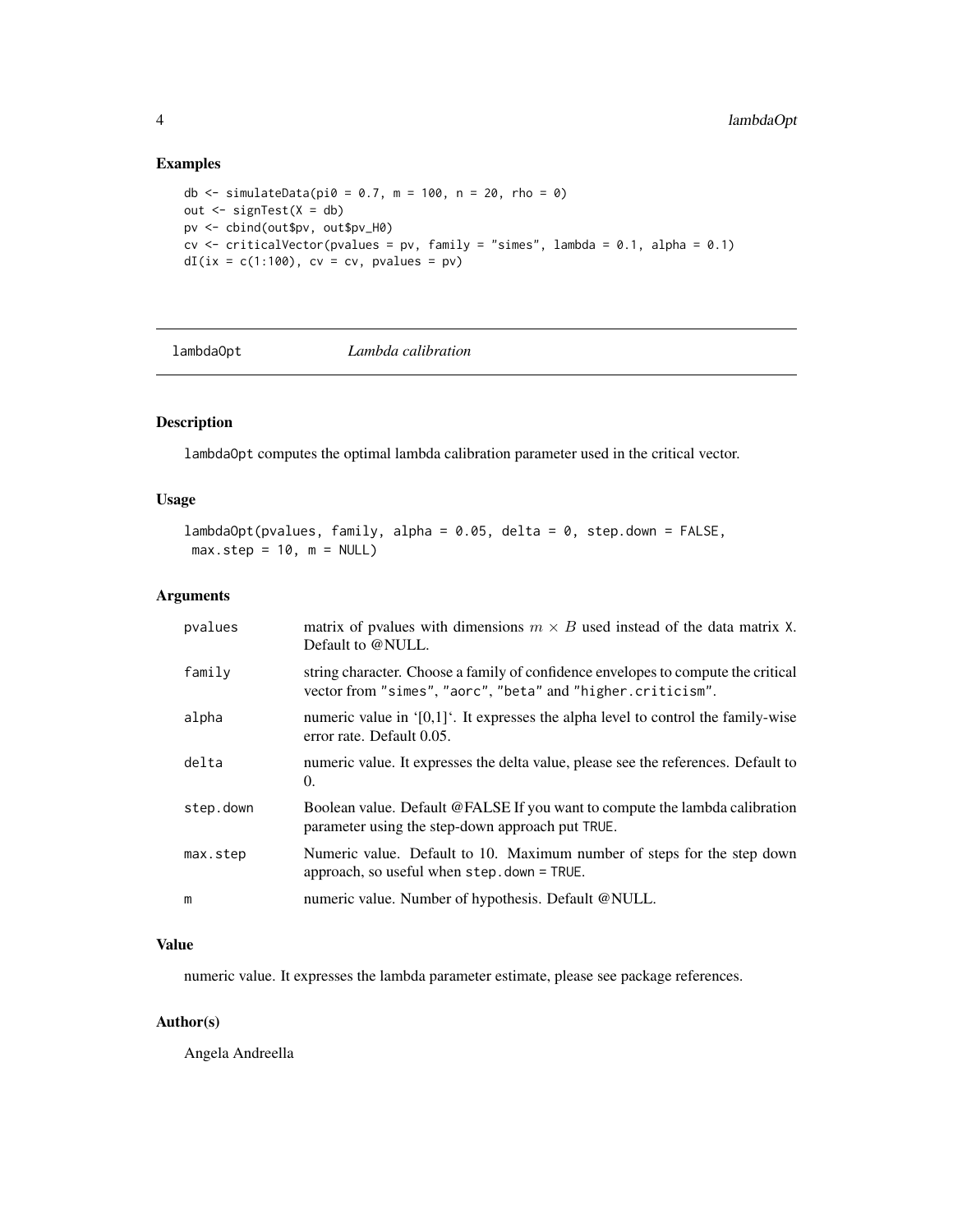## Examples

```
db <- simulateData(pi0 = 0.7, m = 100, n = 20, rho = 0)
out <- signTest(X = db)
pv <- cbind(out$pv, out$pv_H0)
cv <- criticalVector(pvalues = pv, family = "simes", lambda = 0.1, alpha = 0.1)
dI(ix = c(1:100), cv = cv, pvalues = pv)
```

---

lambdaOpt *Lambda calibration*

---

## Description

lambdaOpt computes the optimal lambda calibration parameter used in the critical vector.

## Usage

```
lambdaOpt(pvalues, family, alpha = 0.05, delta = 0, step.down = FALSE,
 max.step = 10, m = NULL)
```

## Arguments

| | |
|---|---|
| pvalues | matrix of pvalues with dimensions $m \times B$ used instead of the data matrix X. Default to @NULL. |
| family | string character. Choose a family of confidence envelopes to compute the critical vector from "simes", "aorc", "beta" and "higher.criticism". |
| alpha | numeric value in '[0,1]'. It expresses the alpha level to control the family-wise error rate. Default 0.05. |
| delta | numeric value. It expresses the delta value, please see the references. Default to 0. |
| step.down | Boolean value. Default @FALSE If you want to compute the lambda calibration parameter using the step-down approach put TRUE. |
| max.step | Numeric value. Default to 10. Maximum number of steps for the step down approach, so useful when step.down = TRUE. |
| m | numeric value. Number of hypothesis. Default @NULL. |

## Value

numeric value. It expresses the lambda parameter estimate, please see package references.

## Author(s)

Angela Andreella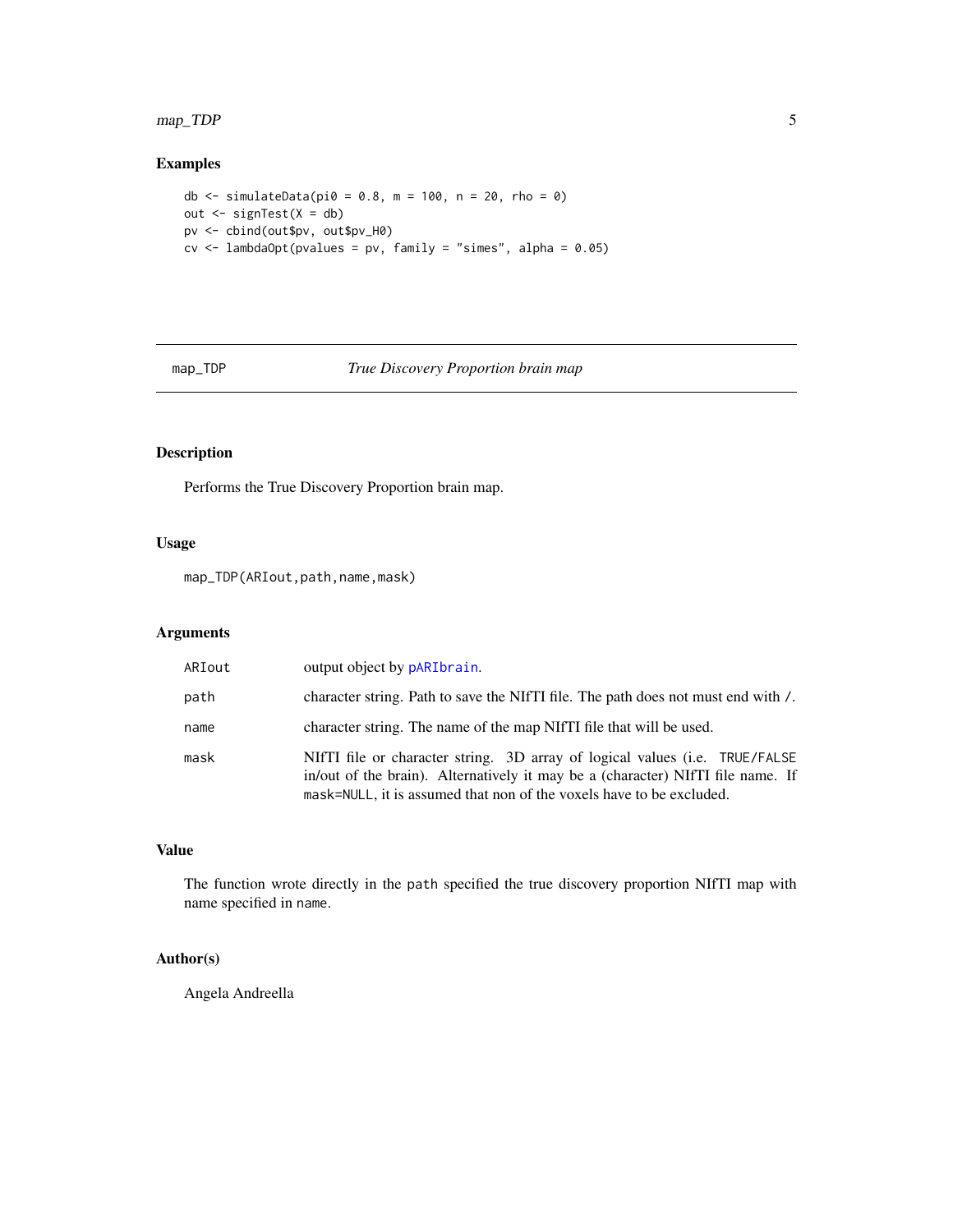## Examples

```
db <- simulateData(pi0 = 0.8, m = 100, n = 20, rho = 0)
out <- signTest(X = db)
pv <- cbind(out$pv, out$pv_H0)
cv <- lambdaOpt(pvalues = pv, family = "simes", alpha = 0.05)
```

---

# map_TDP — *True Discovery Proportion brain map*

---

## Description

Performs the True Discovery Proportion brain map.

## Usage

```
map_TDP(ARIout,path,name,mask)
```

## Arguments

| | |
|---|---|
| `ARIout` | output object by `pARIbrain`. |
| `path` | character string. Path to save the NIfTI file. The path does not must end with `/`. |
| `name` | character string. The name of the map NIfTI file that will be used. |
| `mask` | NIfTI file or character string. 3D array of logical values (i.e. `TRUE/FALSE` in/out of the brain). Alternatively it may be a (character) NIfTI file name. If `mask=NULL`, it is assumed that non of the voxels have to be excluded. |

## Value

The function wrote directly in the `path` specified the true discovery proportion NIfTI map with name specified in `name`.

## Author(s)

Angela Andreella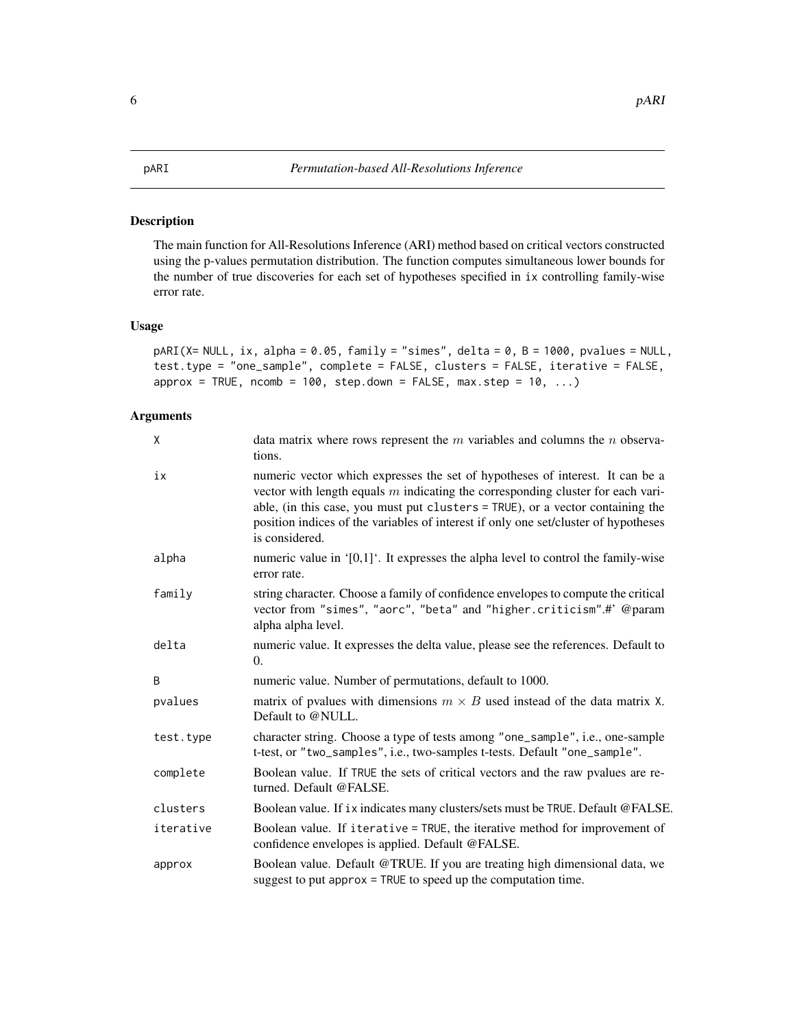pARI *Permutation-based All-Resolutions Inference*

## Description

The main function for All-Resolutions Inference (ARI) method based on critical vectors constructed using the p-values permutation distribution. The function computes simultaneous lower bounds for the number of true discoveries for each set of hypotheses specified in ix controlling family-wise error rate.

## Usage

```
pARI(X= NULL, ix, alpha = 0.05, family = "simes", delta = 0, B = 1000, pvalues = NULL,
test.type = "one_sample", complete = FALSE, clusters = FALSE, iterative = FALSE,
approx = TRUE, ncomb = 100, step.down = FALSE, max.step = 10, ...)
```

## Arguments

| | |
|---|---|
| X | data matrix where rows represent the $m$ variables and columns the $n$ observations. |
| ix | numeric vector which expresses the set of hypotheses of interest. It can be a vector with length equals $m$ indicating the corresponding cluster for each variable, (in this case, you must put clusters = TRUE), or a vector containing the position indices of the variables of interest if only one set/cluster of hypotheses is considered. |
| alpha | numeric value in '[0,1]'. It expresses the alpha level to control the family-wise error rate. |
| family | string character. Choose a family of confidence envelopes to compute the critical vector from "simes", "aorc", "beta" and "higher.criticism".#' @param alpha alpha level. |
| delta | numeric value. It expresses the delta value, please see the references. Default to 0. |
| B | numeric value. Number of permutations, default to 1000. |
| pvalues | matrix of pvalues with dimensions $m \times B$ used instead of the data matrix X. Default to @NULL. |
| test.type | character string. Choose a type of tests among "one_sample", i.e., one-sample t-test, or "two_samples", i.e., two-samples t-tests. Default "one_sample". |
| complete | Boolean value. If TRUE the sets of critical vectors and the raw pvalues are returned. Default @FALSE. |
| clusters | Boolean value. If ix indicates many clusters/sets must be TRUE. Default @FALSE. |
| iterative | Boolean value. If iterative = TRUE, the iterative method for improvement of confidence envelopes is applied. Default @FALSE. |
| approx | Boolean value. Default @TRUE. If you are treating high dimensional data, we suggest to put approx = TRUE to speed up the computation time. |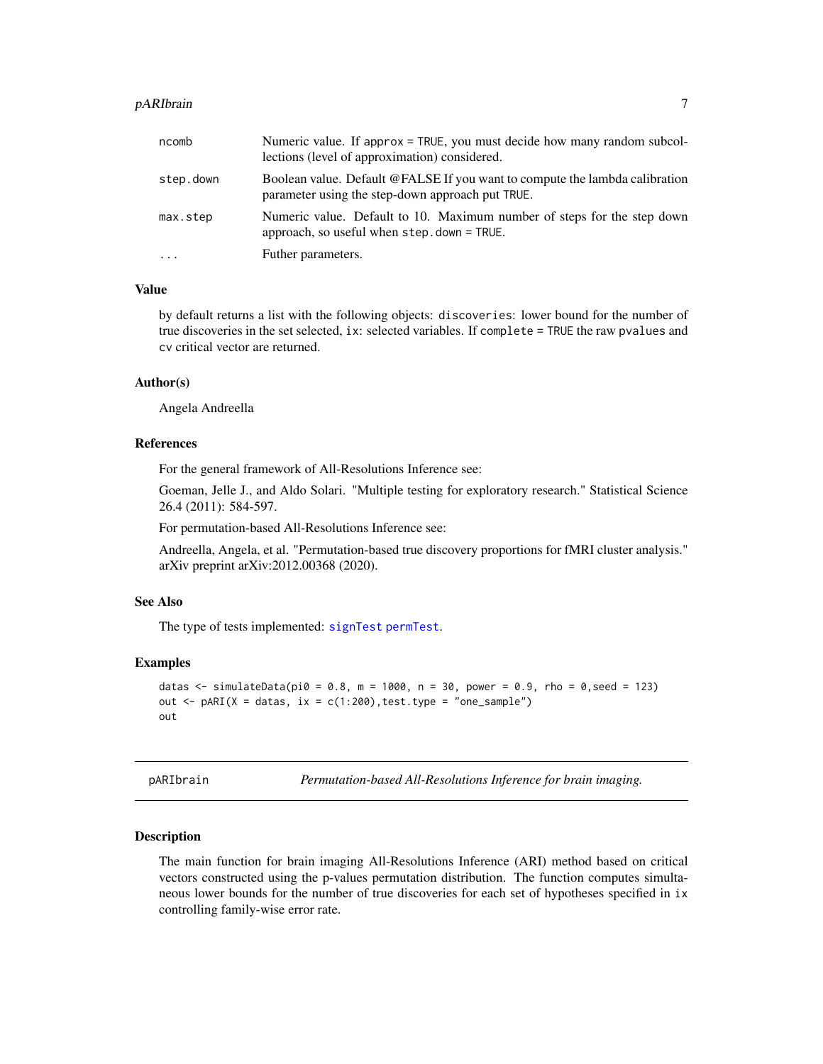| | |
|---|---|
| ncomb | Numeric value. If approx = TRUE, you must decide how many random subcollections (level of approximation) considered. |
| step.down | Boolean value. Default @FALSE If you want to compute the lambda calibration parameter using the step-down approach put TRUE. |
| max.step | Numeric value. Default to 10. Maximum number of steps for the step down approach, so useful when step.down = TRUE. |
| ... | Futher parameters. |

### Value

by default returns a list with the following objects: discoveries: lower bound for the number of true discoveries in the set selected, ix: selected variables. If complete = TRUE the raw pvalues and cv critical vector are returned.

### Author(s)

Angela Andreella

### References

For the general framework of All-Resolutions Inference see:

Goeman, Jelle J., and Aldo Solari. "Multiple testing for exploratory research." Statistical Science 26.4 (2011): 584-597.

For permutation-based All-Resolutions Inference see:

Andreella, Angela, et al. "Permutation-based true discovery proportions for fMRI cluster analysis." arXiv preprint arXiv:2012.00368 (2020).

### See Also

The type of tests implemented: signTest permTest.

### Examples

```
datas <- simulateData(pi0 = 0.8, m = 1000, n = 30, power = 0.9, rho = 0,seed = 123)
out <- pARI(X = datas, ix = c(1:200),test.type = "one_sample")
out
```

---

## pARIbrain — *Permutation-based All-Resolutions Inference for brain imaging.*

### Description

The main function for brain imaging All-Resolutions Inference (ARI) method based on critical vectors constructed using the p-values permutation distribution. The function computes simultaneous lower bounds for the number of true discoveries for each set of hypotheses specified in ix controlling family-wise error rate.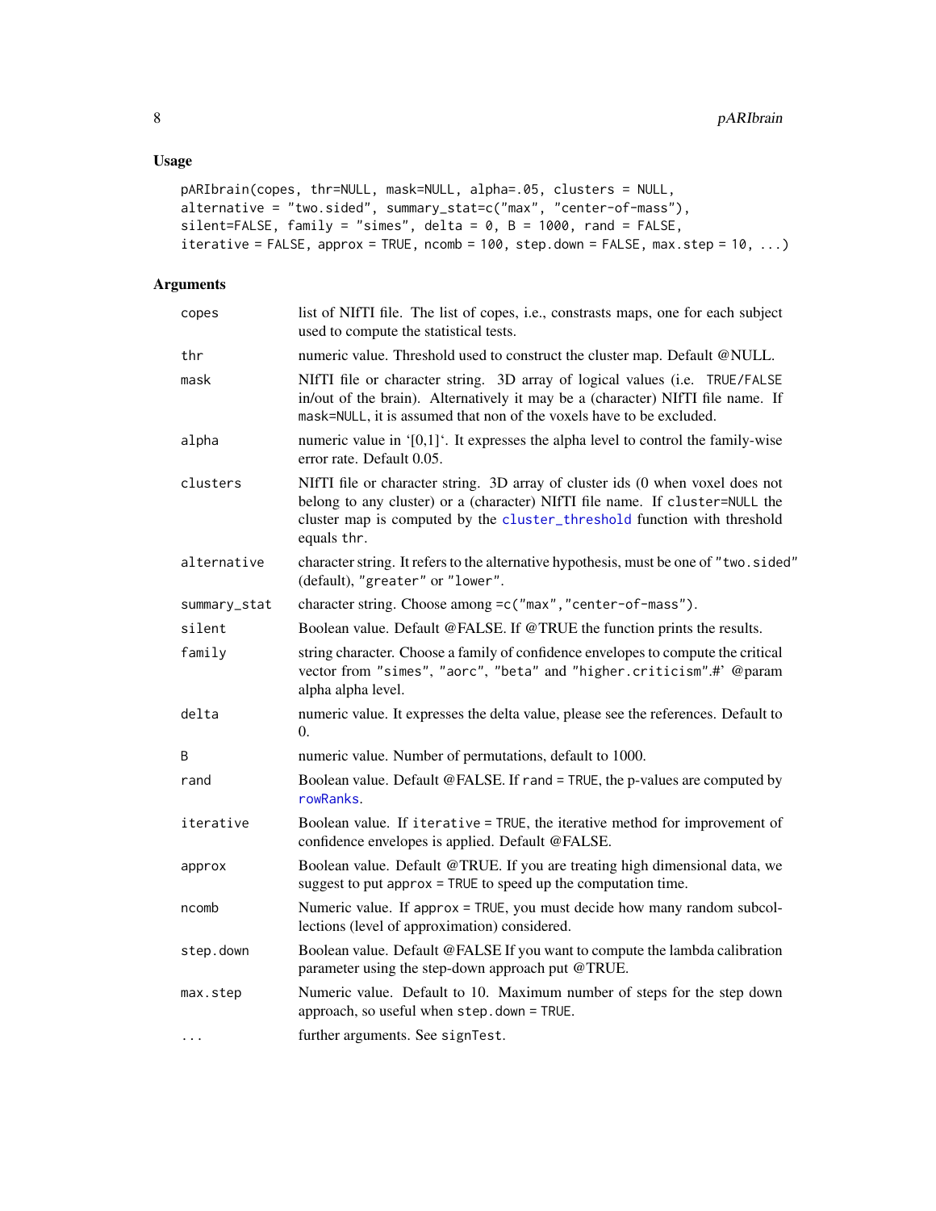## Usage

```
pARIbrain(copes, thr=NULL, mask=NULL, alpha=.05, clusters = NULL,
alternative = "two.sided", summary_stat=c("max", "center-of-mass"),
silent=FALSE, family = "simes", delta = 0, B = 1000, rand = FALSE,
iterative = FALSE, approx = TRUE, ncomb = 100, step.down = FALSE, max.step = 10, ...)
```

## Arguments

| | |
|---|---|
| copes | list of NIfTI file. The list of copes, i.e., constrasts maps, one for each subject used to compute the statistical tests. |
| thr | numeric value. Threshold used to construct the cluster map. Default @NULL. |
| mask | NIfTI file or character string. 3D array of logical values (i.e. TRUE/FALSE in/out of the brain). Alternatively it may be a (character) NIfTI file name. If mask=NULL, it is assumed that non of the voxels have to be excluded. |
| alpha | numeric value in '[0,1]'. It expresses the alpha level to control the family-wise error rate. Default 0.05. |
| clusters | NIfTI file or character string. 3D array of cluster ids (0 when voxel does not belong to any cluster) or a (character) NIfTI file name. If cluster=NULL the cluster map is computed by the cluster_threshold function with threshold equals thr. |
| alternative | character string. It refers to the alternative hypothesis, must be one of "two.sided" (default), "greater" or "lower". |
| summary_stat | character string. Choose among =c("max","center-of-mass"). |
| silent | Boolean value. Default @FALSE. If @TRUE the function prints the results. |
| family | string character. Choose a family of confidence envelopes to compute the critical vector from "simes", "aorc", "beta" and "higher.criticism".#' @param alpha alpha level. |
| delta | numeric value. It expresses the delta value, please see the references. Default to 0. |
| B | numeric value. Number of permutations, default to 1000. |
| rand | Boolean value. Default @FALSE. If rand = TRUE, the p-values are computed by rowRanks. |
| iterative | Boolean value. If iterative = TRUE, the iterative method for improvement of confidence envelopes is applied. Default @FALSE. |
| approx | Boolean value. Default @TRUE. If you are treating high dimensional data, we suggest to put approx = TRUE to speed up the computation time. |
| ncomb | Numeric value. If approx = TRUE, you must decide how many random subcollections (level of approximation) considered. |
| step.down | Boolean value. Default @FALSE If you want to compute the lambda calibration parameter using the step-down approach put @TRUE. |
| max.step | Numeric value. Default to 10. Maximum number of steps for the step down approach, so useful when step.down = TRUE. |
| ... | further arguments. See signTest. |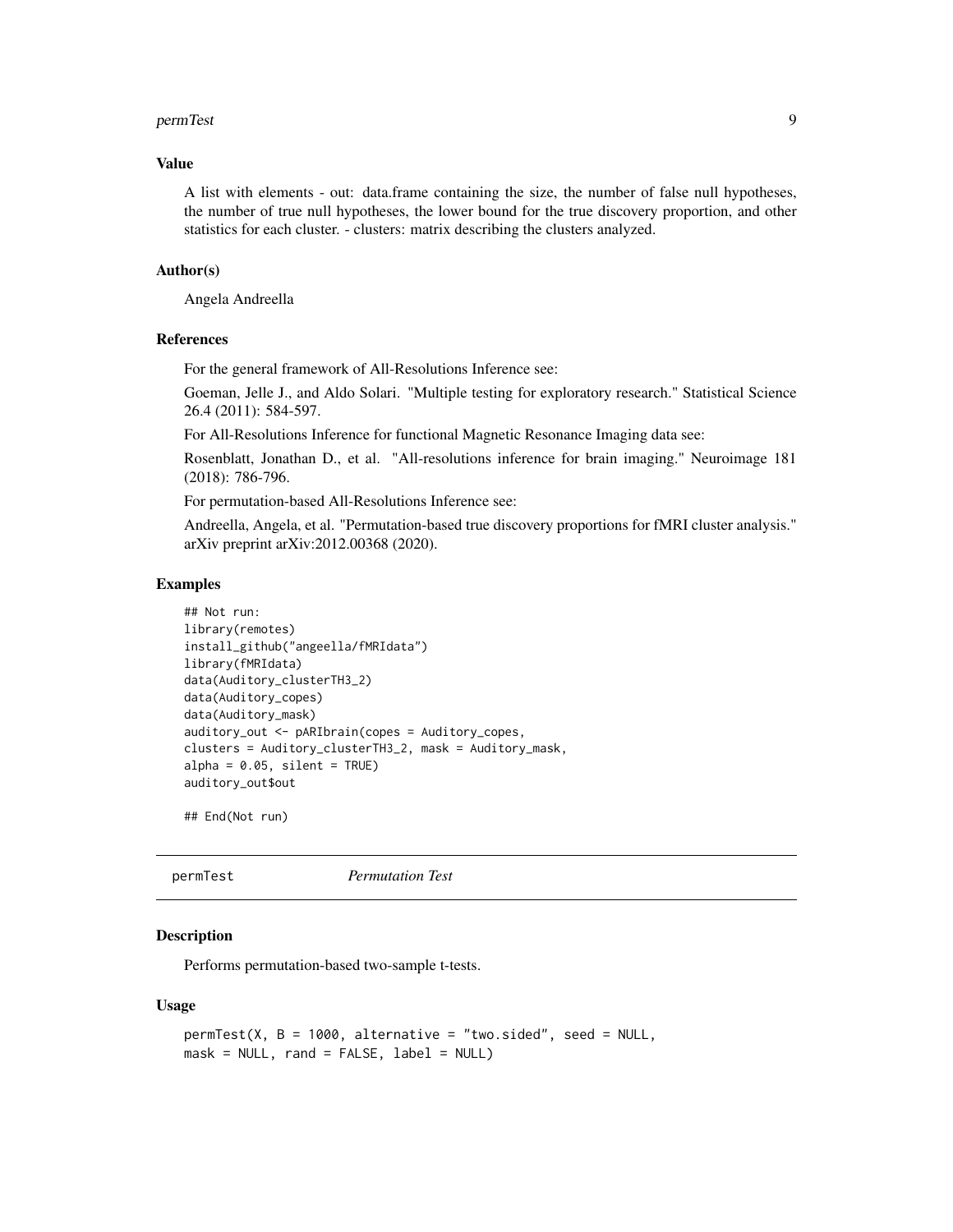### Value

A list with elements - out: data.frame containing the size, the number of false null hypotheses, the number of true null hypotheses, the lower bound for the true discovery proportion, and other statistics for each cluster. - clusters: matrix describing the clusters analyzed.

### Author(s)

Angela Andreella

### References

For the general framework of All-Resolutions Inference see:

Goeman, Jelle J., and Aldo Solari. "Multiple testing for exploratory research." Statistical Science 26.4 (2011): 584-597.

For All-Resolutions Inference for functional Magnetic Resonance Imaging data see:

Rosenblatt, Jonathan D., et al. "All-resolutions inference for brain imaging." Neuroimage 181 (2018): 786-796.

For permutation-based All-Resolutions Inference see:

Andreella, Angela, et al. "Permutation-based true discovery proportions for fMRI cluster analysis." arXiv preprint arXiv:2012.00368 (2020).

### Examples

```
## Not run:
library(remotes)
install_github("angeella/fMRIdata")
library(fMRIdata)
data(Auditory_clusterTH3_2)
data(Auditory_copes)
data(Auditory_mask)
auditory_out <- pARIbrain(copes = Auditory_copes,
clusters = Auditory_clusterTH3_2, mask = Auditory_mask,
alpha = 0.05, silent = TRUE)
auditory_out$out

## End(Not run)
```

---

## permTest *Permutation Test*

### Description

Performs permutation-based two-sample t-tests.

### Usage

```
permTest(X, B = 1000, alternative = "two.sided", seed = NULL,
mask = NULL, rand = FALSE, label = NULL)
```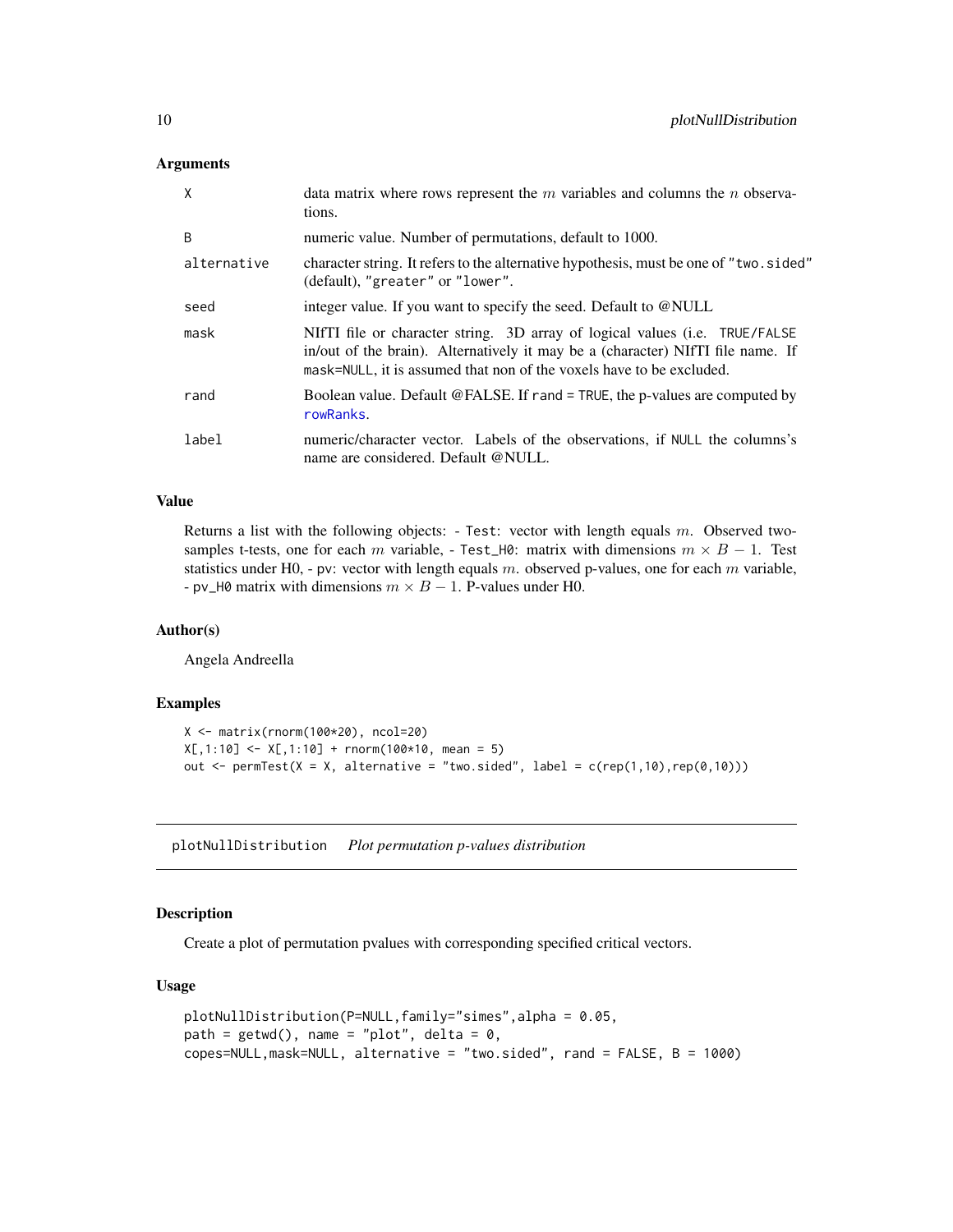### Arguments

| | |
|---|---|
| X | data matrix where rows represent the $m$ variables and columns the $n$ observations. |
| B | numeric value. Number of permutations, default to 1000. |
| alternative | character string. It refers to the alternative hypothesis, must be one of "two.sided" (default), "greater" or "lower". |
| seed | integer value. If you want to specify the seed. Default to @NULL |
| mask | NIfTI file or character string. 3D array of logical values (i.e. TRUE/FALSE in/out of the brain). Alternatively it may be a (character) NIfTI file name. If mask=NULL, it is assumed that non of the voxels have to be excluded. |
| rand | Boolean value. Default @FALSE. If rand = TRUE, the p-values are computed by rowRanks. |
| label | numeric/character vector. Labels of the observations, if NULL the columns's name are considered. Default @NULL. |

### Value

Returns a list with the following objects: - Test: vector with length equals $m$. Observed two-samples t-tests, one for each $m$ variable, - Test_H0: matrix with dimensions $m \times B - 1$. Test statistics under H0, - pv: vector with length equals $m$. observed p-values, one for each $m$ variable, - pv_H0 matrix with dimensions $m \times B - 1$. P-values under H0.

### Author(s)

Angela Andreella

### Examples

```
X <- matrix(rnorm(100*20), ncol=20)
X[,1:10] <- X[,1:10] + rnorm(100*10, mean = 5)
out <- permTest(X = X, alternative = "two.sided", label = c(rep(1,10),rep(0,10)))
```

---

## plotNullDistribution    *Plot permutation p-values distribution*

### Description

Create a plot of permutation pvalues with corresponding specified critical vectors.

### Usage

```
plotNullDistribution(P=NULL,family="simes",alpha = 0.05,
path = getwd(), name = "plot", delta = 0,
copes=NULL,mask=NULL, alternative = "two.sided", rand = FALSE, B = 1000)
```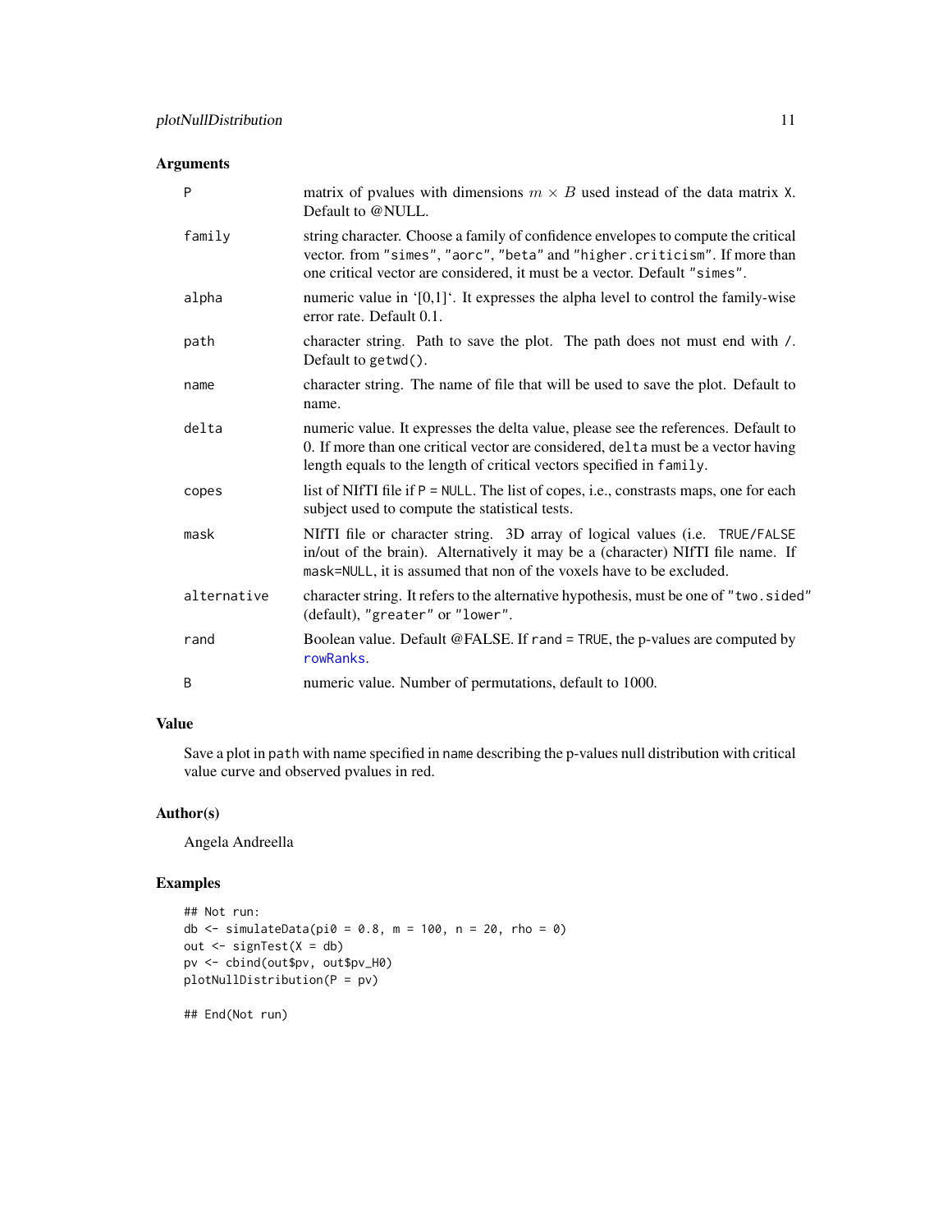## Arguments

| | |
|---|---|
| `P` | matrix of pvalues with dimensions $m \times B$ used instead of the data matrix `X`. Default to @NULL. |
| `family` | string character. Choose a family of confidence envelopes to compute the critical vector. from `"simes"`, `"aorc"`, `"beta"` and `"higher.criticism"`. If more than one critical vector are considered, it must be a vector. Default `"simes"`. |
| `alpha` | numeric value in '[0,1]'. It expresses the alpha level to control the family-wise error rate. Default 0.1. |
| `path` | character string. Path to save the plot. The path does not must end with `/`. Default to `getwd()`. |
| `name` | character string. The name of file that will be used to save the plot. Default to name. |
| `delta` | numeric value. It expresses the delta value, please see the references. Default to 0. If more than one critical vector are considered, `delta` must be a vector having length equals to the length of critical vectors specified in `family`. |
| `copes` | list of NIfTI file if `P = NULL`. The list of copes, i.e., constrasts maps, one for each subject used to compute the statistical tests. |
| `mask` | NIfTI file or character string. 3D array of logical values (i.e. `TRUE/FALSE` in/out of the brain). Alternatively it may be a (character) NIfTI file name. If `mask=NULL`, it is assumed that non of the voxels have to be excluded. |
| `alternative` | character string. It refers to the alternative hypothesis, must be one of `"two.sided"` (default), `"greater"` or `"lower"`. |
| `rand` | Boolean value. Default @FALSE. If `rand = TRUE`, the p-values are computed by `rowRanks`. |
| `B` | numeric value. Number of permutations, default to 1000. |

## Value

Save a plot in `path` with name specified in `name` describing the p-values null distribution with critical value curve and observed pvalues in red.

## Author(s)

Angela Andreella

## Examples

```
## Not run:
db <- simulateData(pi0 = 0.8, m = 100, n = 20, rho = 0)
out <- signTest(X = db)
pv <- cbind(out$pv, out$pv_H0)
plotNullDistribution(P = pv)

## End(Not run)
```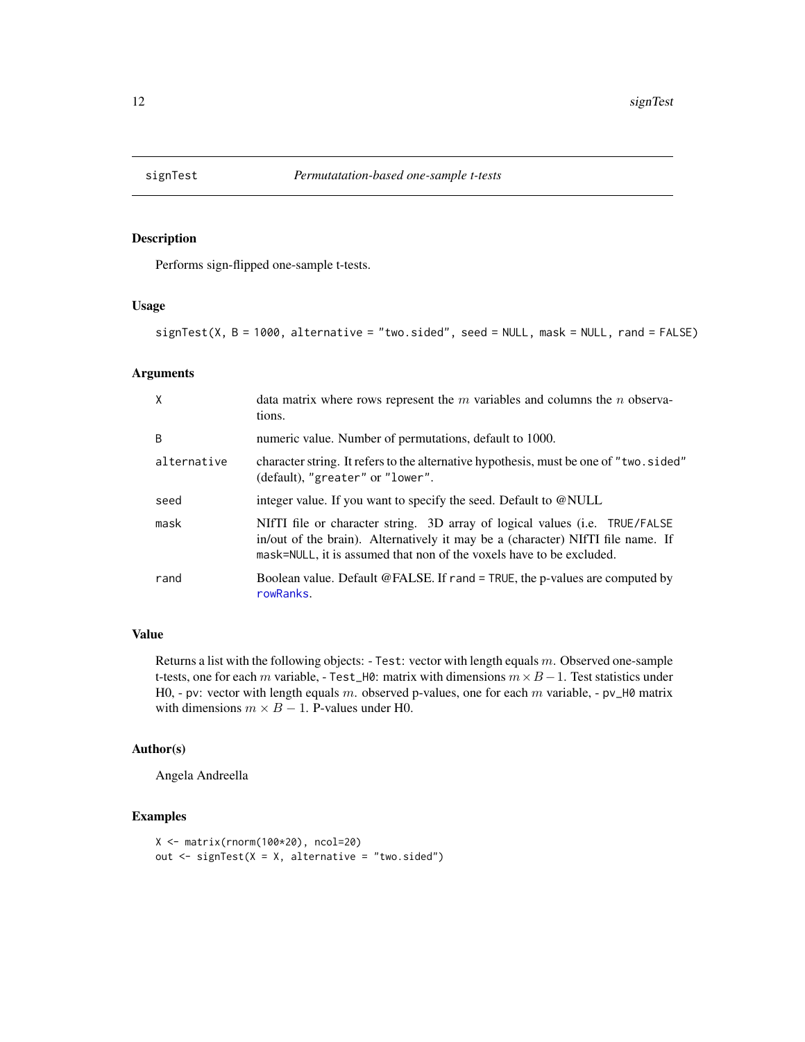# signTest — *Permutatation-based one-sample t-tests*

## Description

Performs sign-flipped one-sample t-tests.

## Usage

```
signTest(X, B = 1000, alternative = "two.sided", seed = NULL, mask = NULL, rand = FALSE)
```

## Arguments

| | |
|---|---|
| X | data matrix where rows represent the $m$ variables and columns the $n$ observations. |
| B | numeric value. Number of permutations, default to 1000. |
| alternative | character string. It refers to the alternative hypothesis, must be one of "two.sided" (default), "greater" or "lower". |
| seed | integer value. If you want to specify the seed. Default to @NULL |
| mask | NIfTI file or character string. 3D array of logical values (i.e. TRUE/FALSE in/out of the brain). Alternatively it may be a (character) NIfTI file name. If mask=NULL, it is assumed that non of the voxels have to be excluded. |
| rand | Boolean value. Default @FALSE. If rand = TRUE, the p-values are computed by rowRanks. |

## Value

Returns a list with the following objects: - Test: vector with length equals $m$. Observed one-sample t-tests, one for each $m$ variable, - Test_H0: matrix with dimensions $m \times B - 1$. Test statistics under H0, - pv: vector with length equals $m$. observed p-values, one for each $m$ variable, - pv_H0 matrix with dimensions $m \times B - 1$. P-values under H0.

## Author(s)

Angela Andreella

## Examples

```
X <- matrix(rnorm(100*20), ncol=20)
out <- signTest(X = X, alternative = "two.sided")
```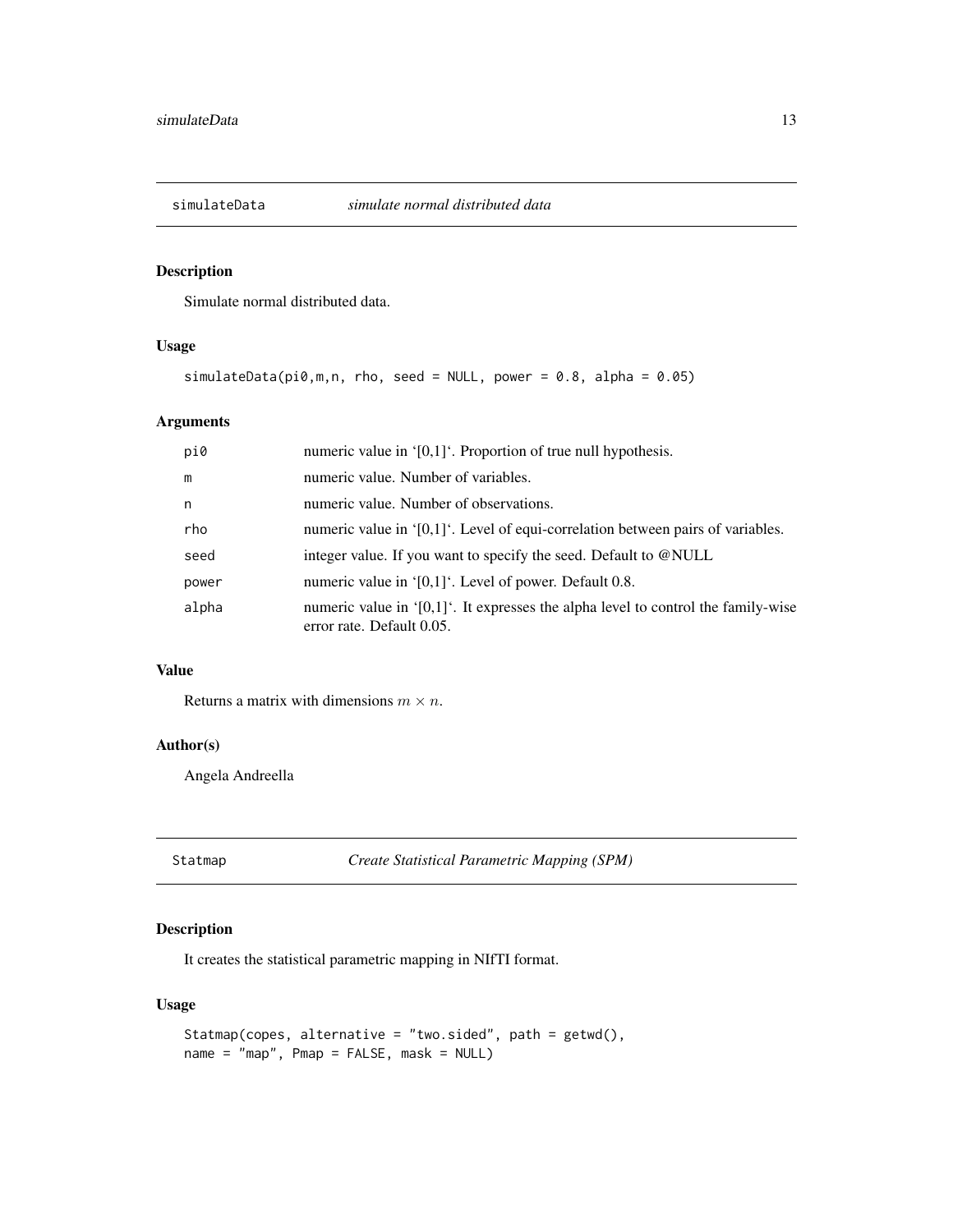## simulateData *simulate normal distributed data*

### Description

Simulate normal distributed data.

### Usage

```
simulateData(pi0,m,n, rho, seed = NULL, power = 0.8, alpha = 0.05)
```

### Arguments

| | |
|---|---|
| pi0 | numeric value in '[0,1]'. Proportion of true null hypothesis. |
| m | numeric value. Number of variables. |
| n | numeric value. Number of observations. |
| rho | numeric value in '[0,1]'. Level of equi-correlation between pairs of variables. |
| seed | integer value. If you want to specify the seed. Default to @NULL |
| power | numeric value in '[0,1]'. Level of power. Default 0.8. |
| alpha | numeric value in '[0,1]'. It expresses the alpha level to control the family-wise error rate. Default 0.05. |

### Value

Returns a matrix with dimensions $m \times n$.

### Author(s)

Angela Andreella

## Statmap *Create Statistical Parametric Mapping (SPM)*

### Description

It creates the statistical parametric mapping in NIfTI format.

### Usage

```
Statmap(copes, alternative = "two.sided", path = getwd(),
name = "map", Pmap = FALSE, mask = NULL)
```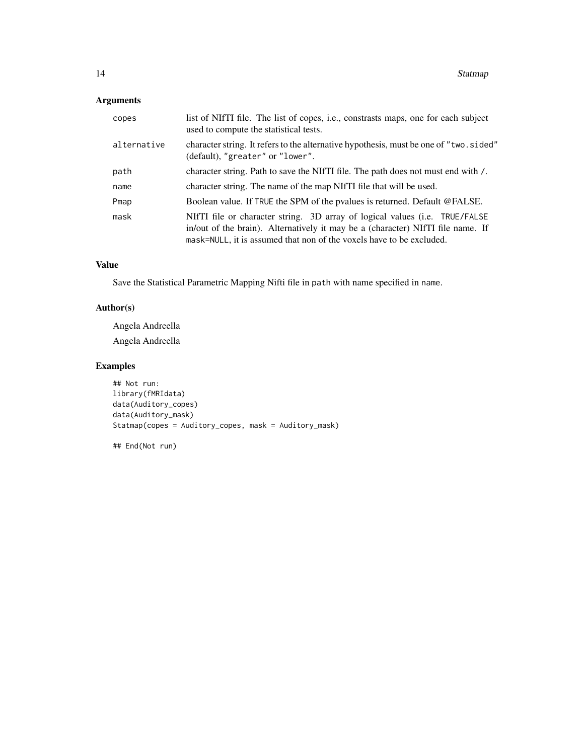## Arguments

| | |
|---|---|
| `copes` | list of NIfTI file. The list of copes, i.e., constrasts maps, one for each subject used to compute the statistical tests. |
| `alternative` | character string. It refers to the alternative hypothesis, must be one of `"two.sided"` (default), `"greater"` or `"lower"`. |
| `path` | character string. Path to save the NIfTI file. The path does not must end with `/`. |
| `name` | character string. The name of the map NIfTI file that will be used. |
| `Pmap` | Boolean value. If `TRUE` the SPM of the pvalues is returned. Default @FALSE. |
| `mask` | NIfTI file or character string. 3D array of logical values (i.e. `TRUE/FALSE` in/out of the brain). Alternatively it may be a (character) NIfTI file name. If `mask=NULL`, it is assumed that non of the voxels have to be excluded. |

## Value

Save the Statistical Parametric Mapping Nifti file in `path` with name specified in `name`.

## Author(s)

Angela Andreella

Angela Andreella

## Examples

```
## Not run:
library(fMRIdata)
data(Auditory_copes)
data(Auditory_mask)
Statmap(copes = Auditory_copes, mask = Auditory_mask)

## End(Not run)
```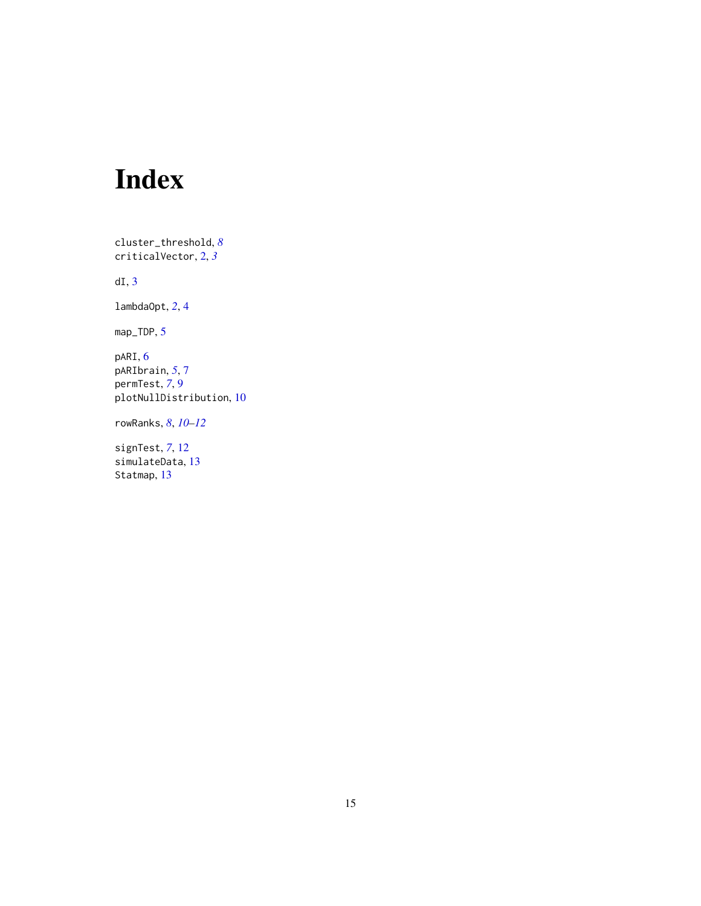# Index

cluster_threshold, *8*
criticalVector, 2, *3*

dI, 3

lambdaOpt, *2*, 4

map_TDP, 5

pARI, 6
pARIbrain, *5*, 7
permTest, *7*, 9
plotNullDistribution, 10

rowRanks, *8*, *10–12*

signTest, *7*, 12
simulateData, 13
Statmap, 13